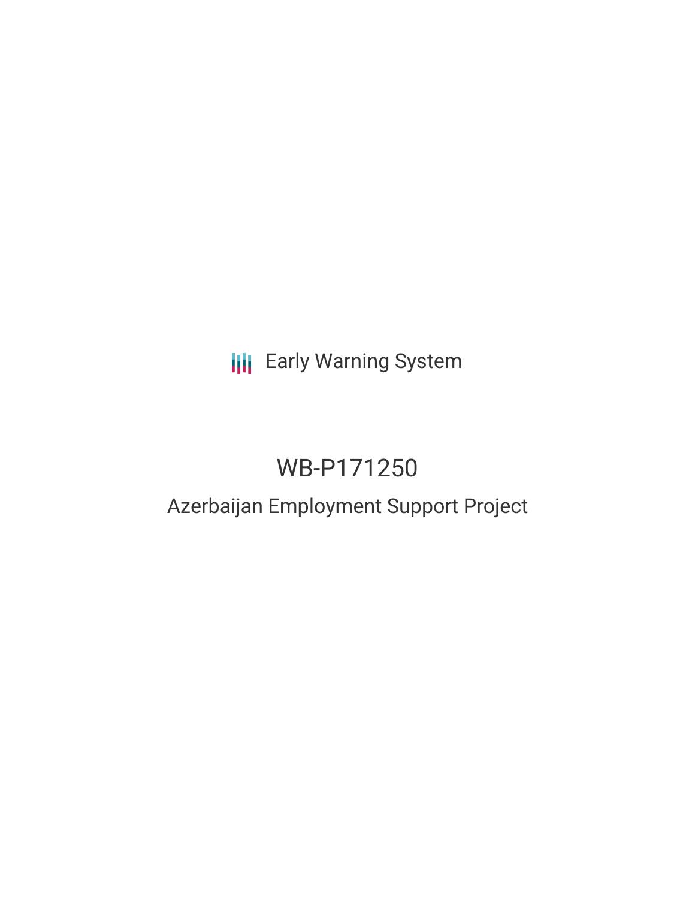Early Warning System

# WB-P171250

## Azerbaijan Employment Support Project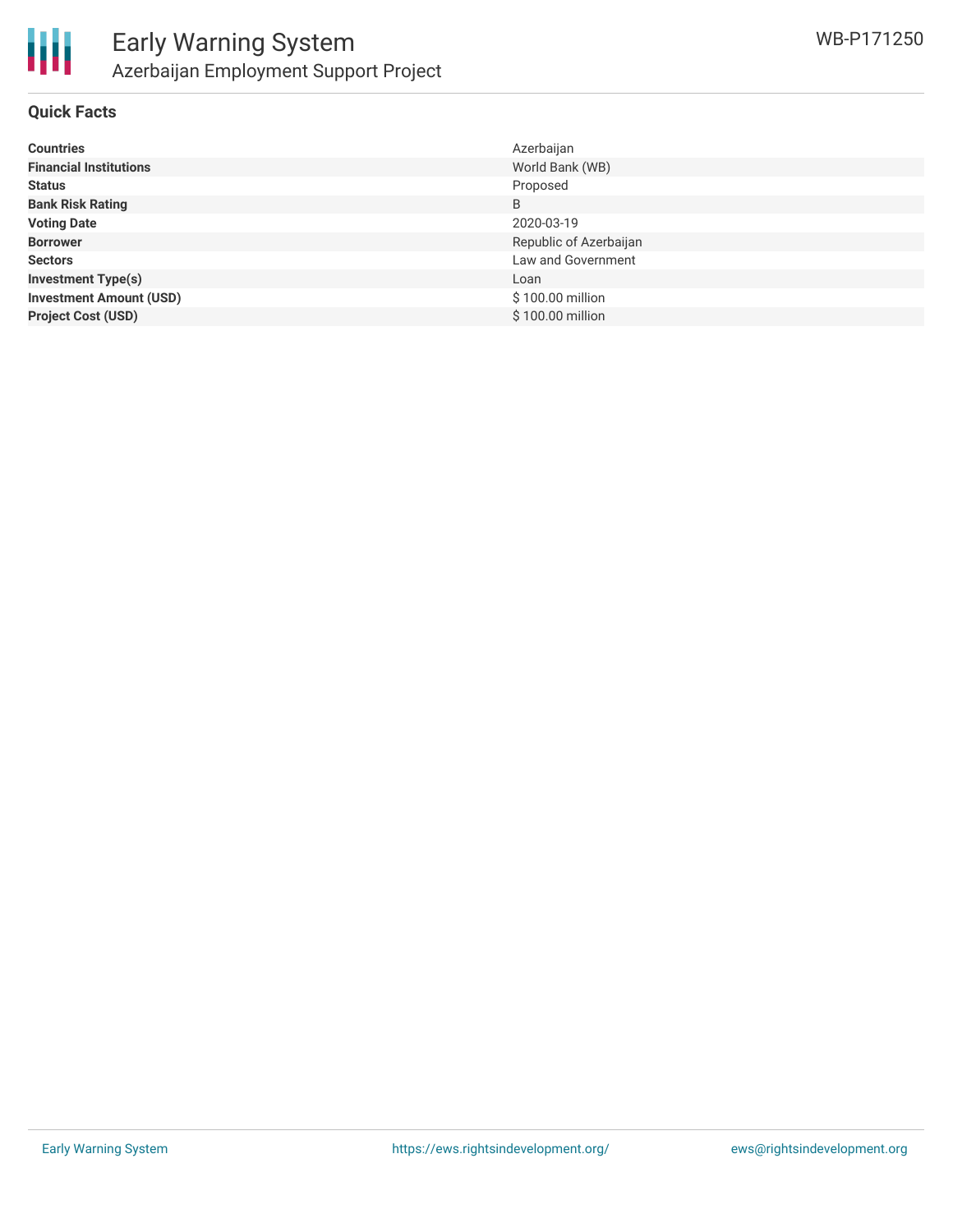# Early Warning System

## Azerbaijan Employment Support Project

WB-P171250

### Quick Facts

| | |
|---|---|
| **Countries** | Azerbaijan |
| **Financial Institutions** | World Bank (WB) |
| **Status** | Proposed |
| **Bank Risk Rating** | B |
| **Voting Date** | 2020-03-19 |
| **Borrower** | Republic of Azerbaijan |
| **Sectors** | Law and Government |
| **Investment Type(s)** | Loan |
| **Investment Amount (USD)** | $ 100.00 million |
| **Project Cost (USD)** | $ 100.00 million |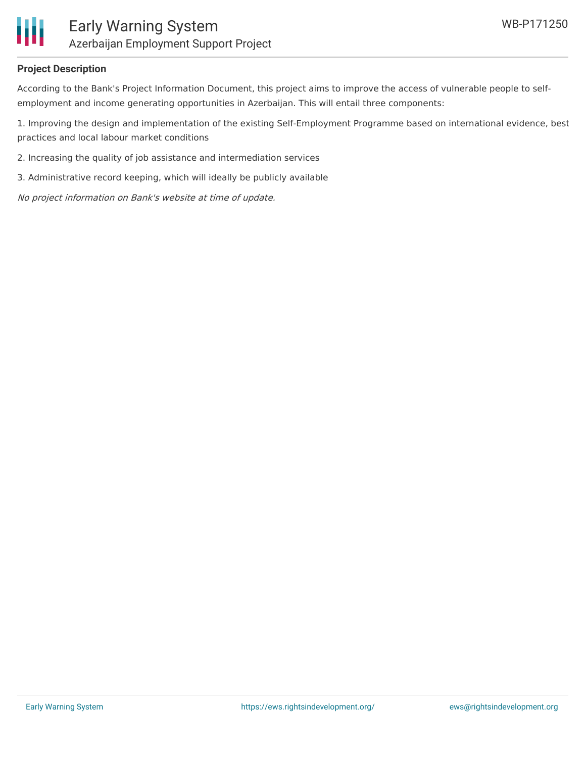## Project Description

According to the Bank's Project Information Document, this project aims to improve the access of vulnerable people to self-employment and income generating opportunities in Azerbaijan. This will entail three components:

1. Improving the design and implementation of the existing Self-Employment Programme based on international evidence, best practices and local labour market conditions

2. Increasing the quality of job assistance and intermediation services

3. Administrative record keeping, which will ideally be publicly available

*No project information on Bank's website at time of update.*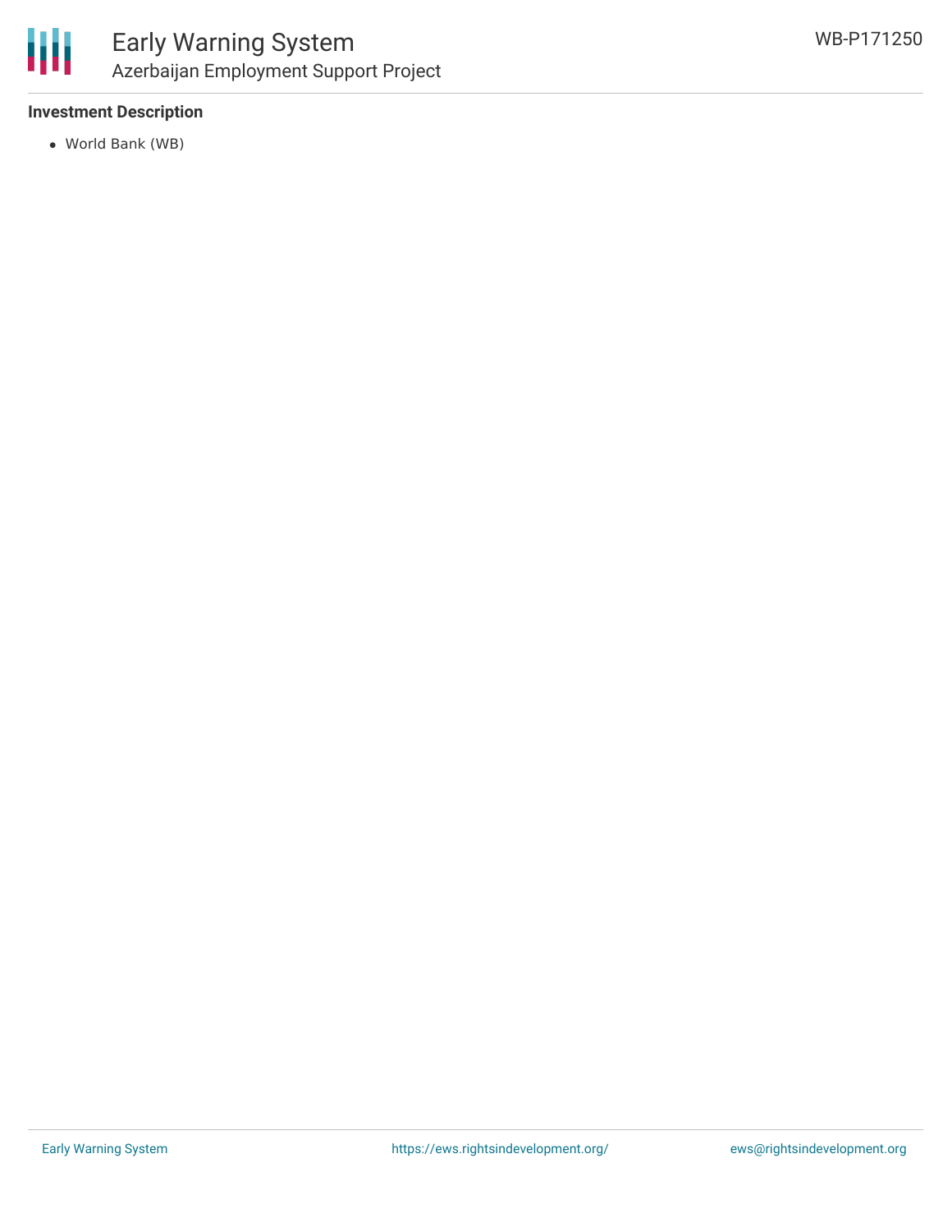### Investment Description

- World Bank (WB)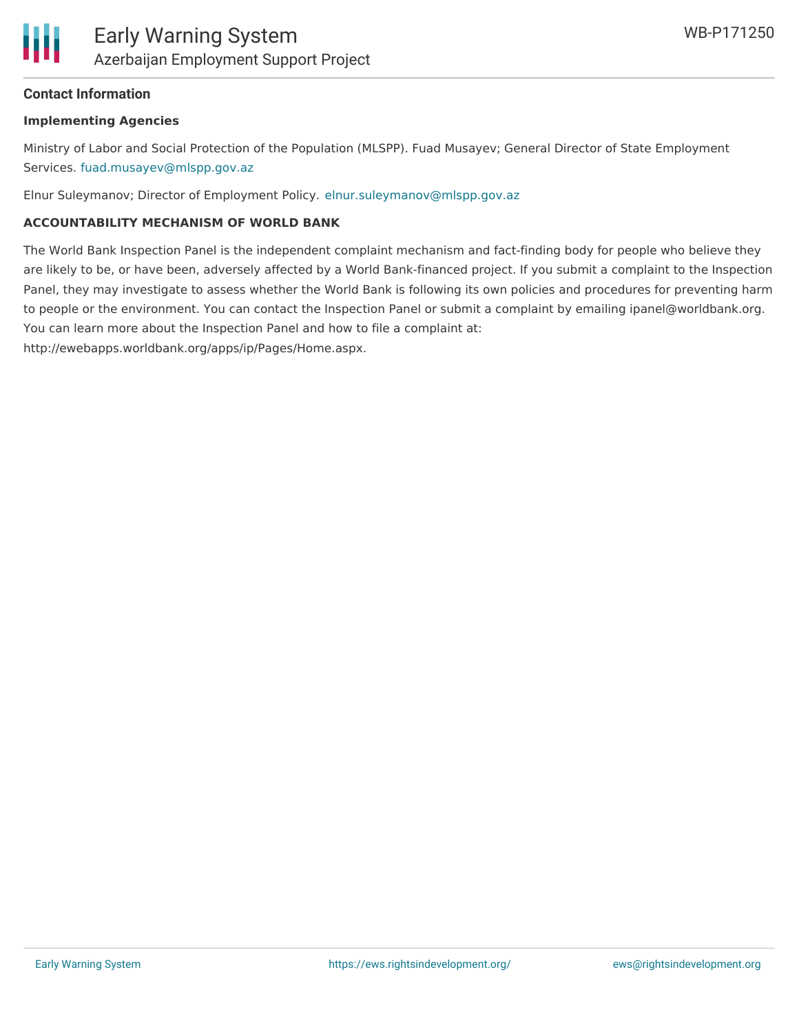## Contact Information

### Implementing Agencies

Ministry of Labor and Social Protection of the Population (MLSPP). Fuad Musayev; General Director of State Employment Services. fuad.musayev@mlspp.gov.az

Elnur Suleymanov; Director of Employment Policy. elnur.suleymanov@mlspp.gov.az

### ACCOUNTABILITY MECHANISM OF WORLD BANK

The World Bank Inspection Panel is the independent complaint mechanism and fact-finding body for people who believe they are likely to be, or have been, adversely affected by a World Bank-financed project. If you submit a complaint to the Inspection Panel, they may investigate to assess whether the World Bank is following its own policies and procedures for preventing harm to people or the environment. You can contact the Inspection Panel or submit a complaint by emailing ipanel@worldbank.org. You can learn more about the Inspection Panel and how to file a complaint at: http://ewebapps.worldbank.org/apps/ip/Pages/Home.aspx.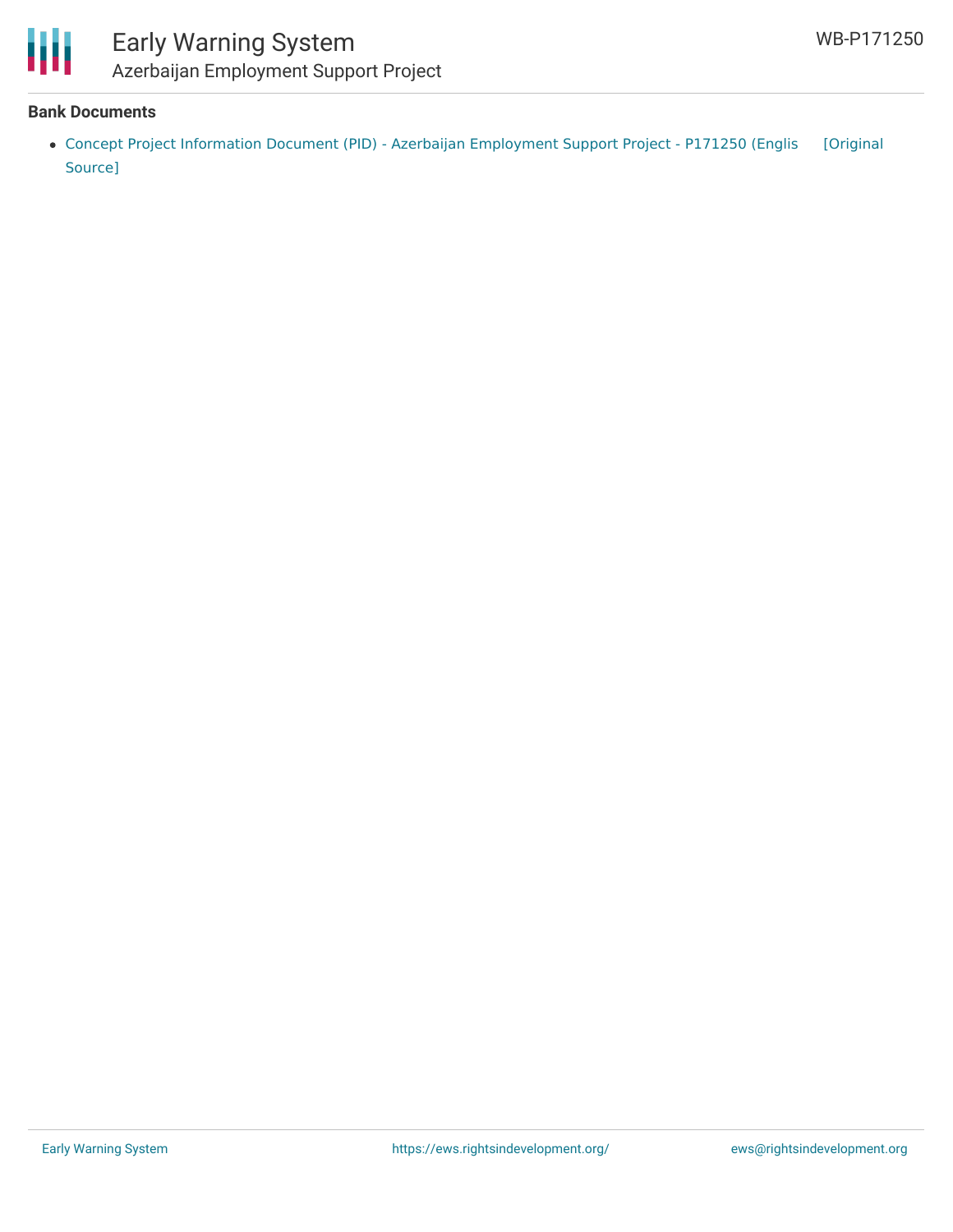**Bank Documents**

- Concept Project Information Document (PID) - Azerbaijan Employment Support Project - P171250 (Englis [Original Source]